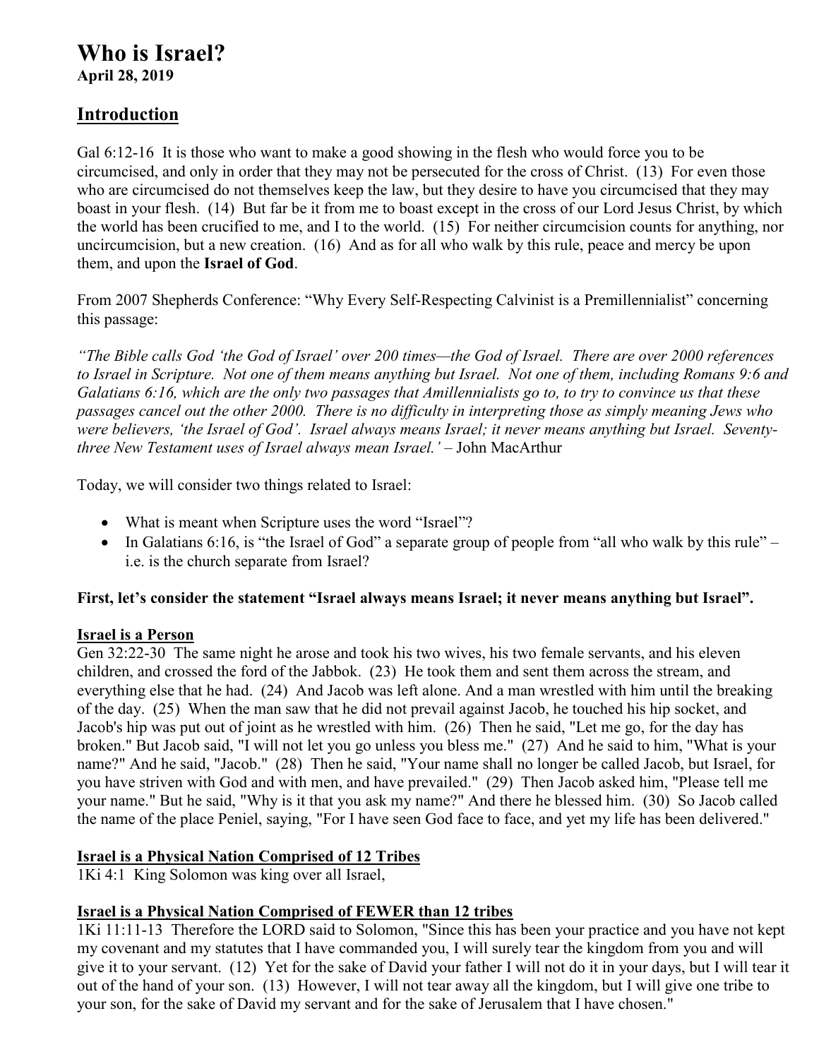# Who is Israel?

**April 28, 2019**

## Introduction

Gal 6:12-16 It is those who want to make a good showing in the flesh who would force you to be circumcised, and only in order that they may not be persecuted for the cross of Christ. (13) For even those who are circumcised do not themselves keep the law, but they desire to have you circumcised that they may boast in your flesh. (14) But far be it from me to boast except in the cross of our Lord Jesus Christ, by which the world has been crucified to me, and I to the world. (15) For neither circumcision counts for anything, nor uncircumcision, but a new creation. (16) And as for all who walk by this rule, peace and mercy be upon them, and upon the **Israel of God**.

From 2007 Shepherds Conference: "Why Every Self-Respecting Calvinist is a Premillennialist" concerning this passage:

*"The Bible calls God 'the God of Israel' over 200 times—the God of Israel. There are over 2000 references to Israel in Scripture. Not one of them means anything but Israel. Not one of them, including Romans 9:6 and Galatians 6:16, which are the only two passages that Amillennialists go to, to try to convince us that these passages cancel out the other 2000. There is no difficulty in interpreting those as simply meaning Jews who were believers, 'the Israel of God'. Israel always means Israel; it never means anything but Israel. Seventy-three New Testament uses of Israel always mean Israel.'* – John MacArthur

Today, we will consider two things related to Israel:

- What is meant when Scripture uses the word "Israel"?
- In Galatians 6:16, is "the Israel of God" a separate group of people from "all who walk by this rule" – i.e. is the church separate from Israel?

**First, let's consider the statement "Israel always means Israel; it never means anything but Israel".**

### Israel is a Person

Gen 32:22-30 The same night he arose and took his two wives, his two female servants, and his eleven children, and crossed the ford of the Jabbok. (23) He took them and sent them across the stream, and everything else that he had. (24) And Jacob was left alone. And a man wrestled with him until the breaking of the day. (25) When the man saw that he did not prevail against Jacob, he touched his hip socket, and Jacob's hip was put out of joint as he wrestled with him. (26) Then he said, "Let me go, for the day has broken." But Jacob said, "I will not let you go unless you bless me." (27) And he said to him, "What is your name?" And he said, "Jacob." (28) Then he said, "Your name shall no longer be called Jacob, but Israel, for you have striven with God and with men, and have prevailed." (29) Then Jacob asked him, "Please tell me your name." But he said, "Why is it that you ask my name?" And there he blessed him. (30) So Jacob called the name of the place Peniel, saying, "For I have seen God face to face, and yet my life has been delivered."

### Israel is a Physical Nation Comprised of 12 Tribes

1Ki 4:1 King Solomon was king over all Israel,

### Israel is a Physical Nation Comprised of FEWER than 12 tribes

1Ki 11:11-13 Therefore the LORD said to Solomon, "Since this has been your practice and you have not kept my covenant and my statutes that I have commanded you, I will surely tear the kingdom from you and will give it to your servant. (12) Yet for the sake of David your father I will not do it in your days, but I will tear it out of the hand of your son. (13) However, I will not tear away all the kingdom, but I will give one tribe to your son, for the sake of David my servant and for the sake of Jerusalem that I have chosen."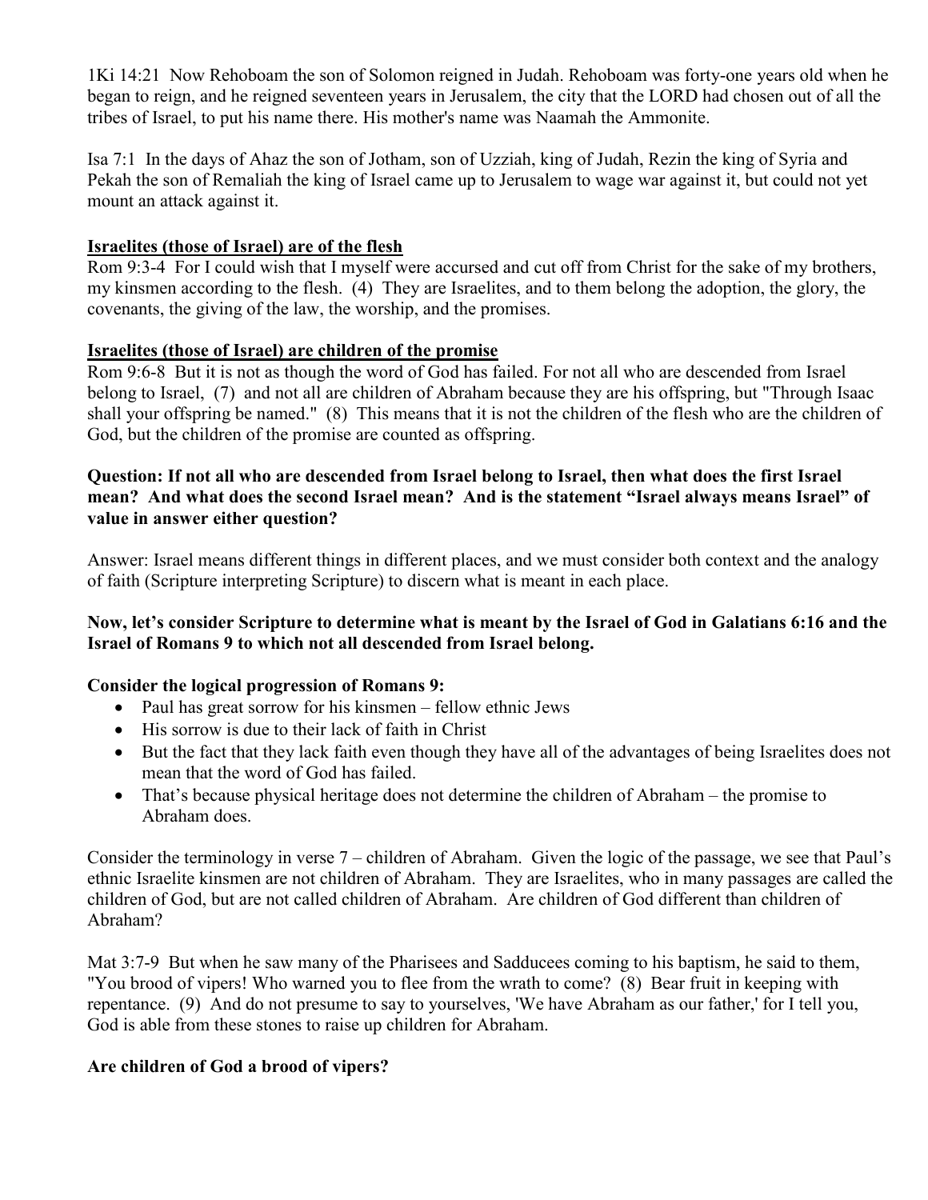1Ki 14:21 Now Rehoboam the son of Solomon reigned in Judah. Rehoboam was forty-one years old when he began to reign, and he reigned seventeen years in Jerusalem, the city that the LORD had chosen out of all the tribes of Israel, to put his name there. His mother's name was Naamah the Ammonite.

Isa 7:1 In the days of Ahaz the son of Jotham, son of Uzziah, king of Judah, Rezin the king of Syria and Pekah the son of Remaliah the king of Israel came up to Jerusalem to wage war against it, but could not yet mount an attack against it.

**Israelites (those of Israel) are of the flesh**

Rom 9:3-4 For I could wish that I myself were accursed and cut off from Christ for the sake of my brothers, my kinsmen according to the flesh. (4) They are Israelites, and to them belong the adoption, the glory, the covenants, the giving of the law, the worship, and the promises.

**Israelites (those of Israel) are children of the promise**

Rom 9:6-8 But it is not as though the word of God has failed. For not all who are descended from Israel belong to Israel, (7) and not all are children of Abraham because they are his offspring, but "Through Isaac shall your offspring be named." (8) This means that it is not the children of the flesh who are the children of God, but the children of the promise are counted as offspring.

**Question: If not all who are descended from Israel belong to Israel, then what does the first Israel mean? And what does the second Israel mean? And is the statement "Israel always means Israel" of value in answer either question?**

Answer: Israel means different things in different places, and we must consider both context and the analogy of faith (Scripture interpreting Scripture) to discern what is meant in each place.

**Now, let's consider Scripture to determine what is meant by the Israel of God in Galatians 6:16 and the Israel of Romans 9 to which not all descended from Israel belong.**

**Consider the logical progression of Romans 9:**

- Paul has great sorrow for his kinsmen – fellow ethnic Jews
- His sorrow is due to their lack of faith in Christ
- But the fact that they lack faith even though they have all of the advantages of being Israelites does not mean that the word of God has failed.
- That's because physical heritage does not determine the children of Abraham – the promise to Abraham does.

Consider the terminology in verse 7 – children of Abraham. Given the logic of the passage, we see that Paul's ethnic Israelite kinsmen are not children of Abraham. They are Israelites, who in many passages are called the children of God, but are not called children of Abraham. Are children of God different than children of Abraham?

Mat 3:7-9 But when he saw many of the Pharisees and Sadducees coming to his baptism, he said to them, "You brood of vipers! Who warned you to flee from the wrath to come? (8) Bear fruit in keeping with repentance. (9) And do not presume to say to yourselves, 'We have Abraham as our father,' for I tell you, God is able from these stones to raise up children for Abraham.

**Are children of God a brood of vipers?**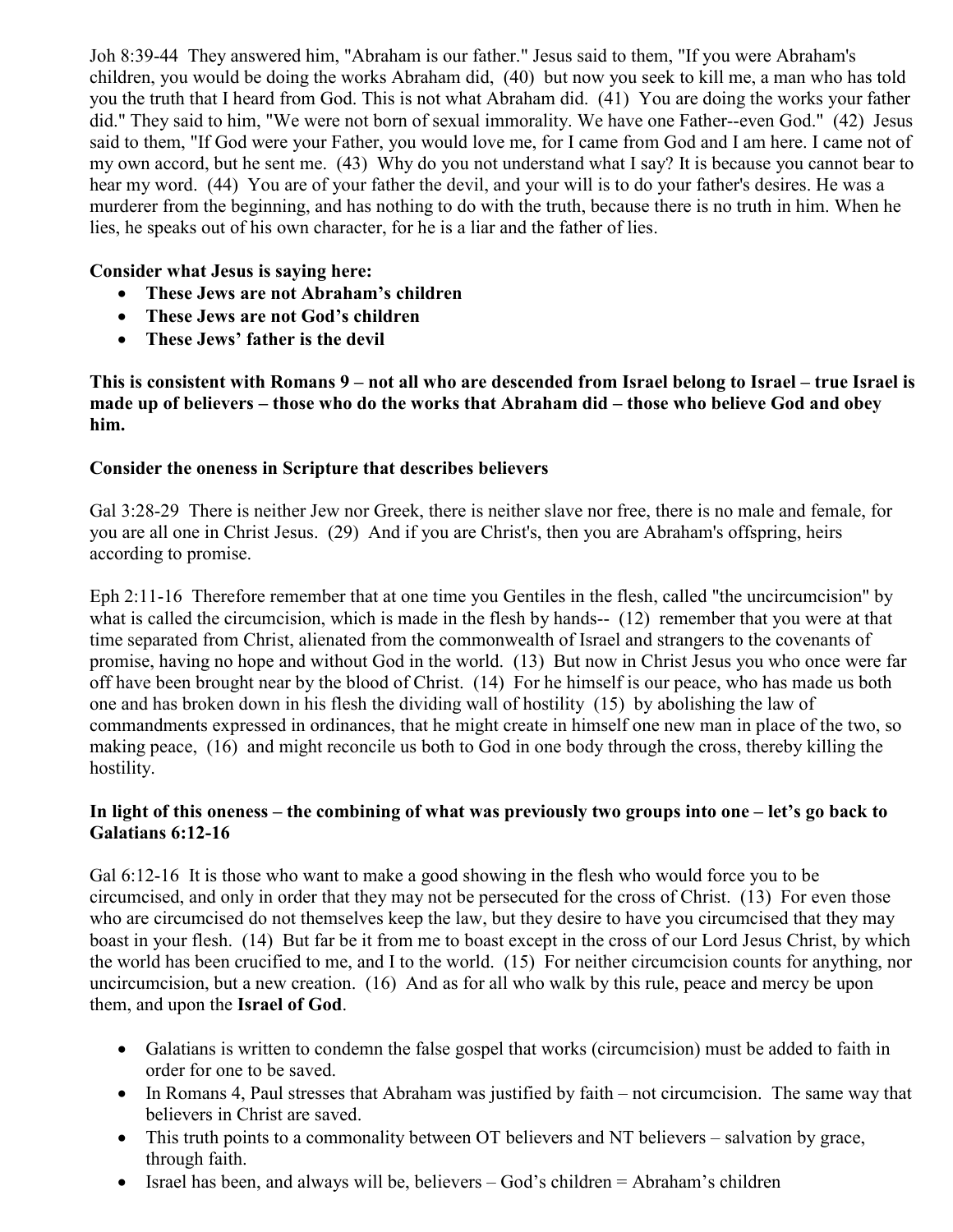Joh 8:39-44  They answered him, "Abraham is our father." Jesus said to them, "If you were Abraham's children, you would be doing the works Abraham did,  (40)  but now you seek to kill me, a man who has told you the truth that I heard from God. This is not what Abraham did.  (41)  You are doing the works your father did." They said to him, "We were not born of sexual immorality. We have one Father--even God."  (42)  Jesus said to them, "If God were your Father, you would love me, for I came from God and I am here. I came not of my own accord, but he sent me.  (43)  Why do you not understand what I say? It is because you cannot bear to hear my word.  (44)  You are of your father the devil, and your will is to do your father's desires. He was a murderer from the beginning, and has nothing to do with the truth, because there is no truth in him. When he lies, he speaks out of his own character, for he is a liar and the father of lies.

**Consider what Jesus is saying here:**

- **These Jews are not Abraham's children**
- **These Jews are not God's children**
- **These Jews' father is the devil**

**This is consistent with Romans 9 – not all who are descended from Israel belong to Israel – true Israel is made up of believers – those who do the works that Abraham did – those who believe God and obey him.**

**Consider the oneness in Scripture that describes believers**

Gal 3:28-29  There is neither Jew nor Greek, there is neither slave nor free, there is no male and female, for you are all one in Christ Jesus.  (29)  And if you are Christ's, then you are Abraham's offspring, heirs according to promise.

Eph 2:11-16  Therefore remember that at one time you Gentiles in the flesh, called "the uncircumcision" by what is called the circumcision, which is made in the flesh by hands--  (12)  remember that you were at that time separated from Christ, alienated from the commonwealth of Israel and strangers to the covenants of promise, having no hope and without God in the world.  (13)  But now in Christ Jesus you who once were far off have been brought near by the blood of Christ.  (14)  For he himself is our peace, who has made us both one and has broken down in his flesh the dividing wall of hostility  (15)  by abolishing the law of commandments expressed in ordinances, that he might create in himself one new man in place of the two, so making peace,  (16)  and might reconcile us both to God in one body through the cross, thereby killing the hostility.

**In light of this oneness – the combining of what was previously two groups into one – let's go back to Galatians 6:12-16**

Gal 6:12-16  It is those who want to make a good showing in the flesh who would force you to be circumcised, and only in order that they may not be persecuted for the cross of Christ.  (13)  For even those who are circumcised do not themselves keep the law, but they desire to have you circumcised that they may boast in your flesh.  (14)  But far be it from me to boast except in the cross of our Lord Jesus Christ, by which the world has been crucified to me, and I to the world.  (15)  For neither circumcision counts for anything, nor uncircumcision, but a new creation.  (16)  And as for all who walk by this rule, peace and mercy be upon them, and upon the **Israel of God**.

- Galatians is written to condemn the false gospel that works (circumcision) must be added to faith in order for one to be saved.
- In Romans 4, Paul stresses that Abraham was justified by faith – not circumcision.  The same way that believers in Christ are saved.
- This truth points to a commonality between OT believers and NT believers – salvation by grace, through faith.
- Israel has been, and always will be, believers – God's children = Abraham's children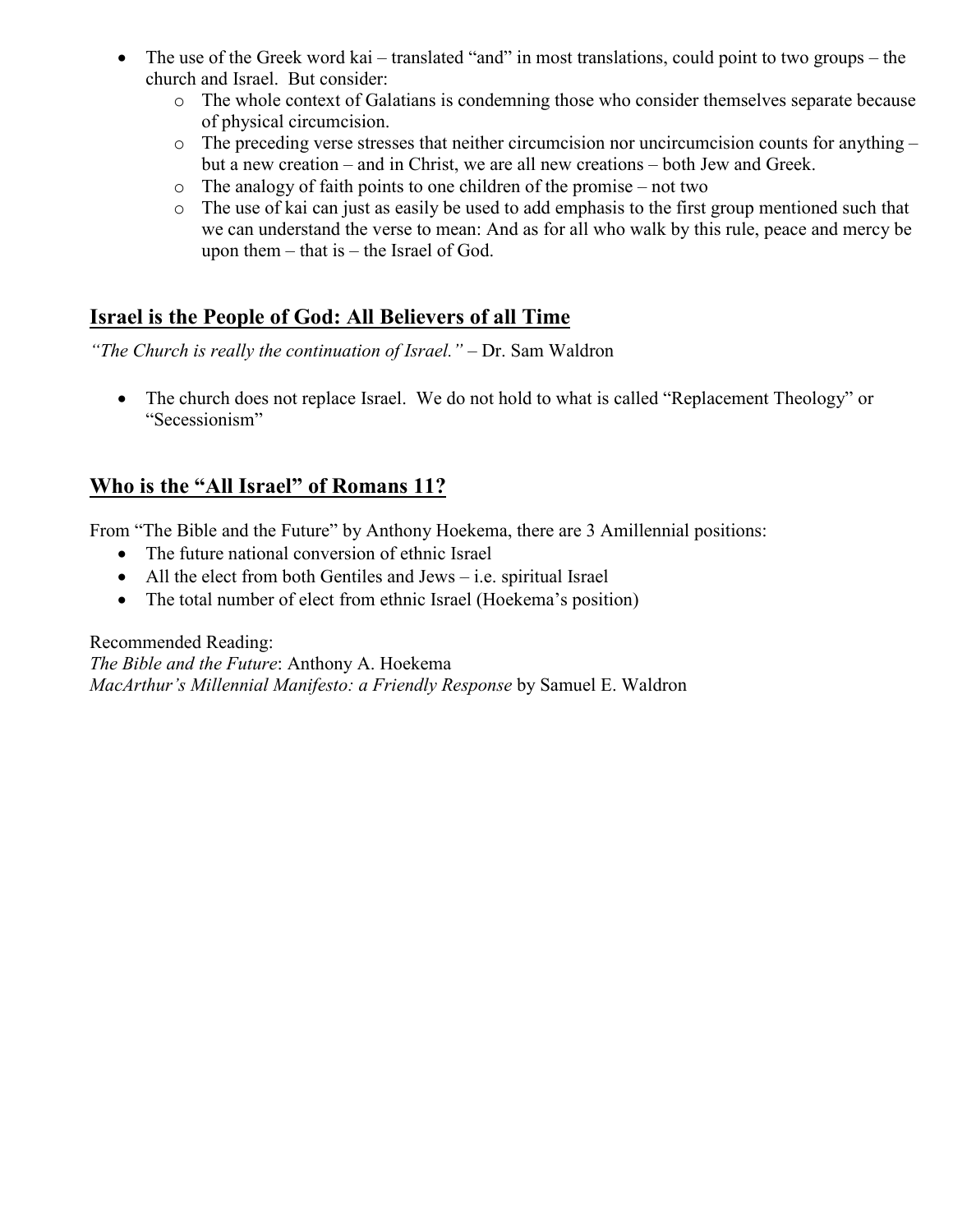- The use of the Greek word kai – translated "and" in most translations, could point to two groups – the church and Israel. But consider:
    - The whole context of Galatians is condemning those who consider themselves separate because of physical circumcision.
    - The preceding verse stresses that neither circumcision nor uncircumcision counts for anything – but a new creation – and in Christ, we are all new creations – both Jew and Greek.
    - The analogy of faith points to one children of the promise – not two
    - The use of kai can just as easily be used to add emphasis to the first group mentioned such that we can understand the verse to mean: And as for all who walk by this rule, peace and mercy be upon them – that is – the Israel of God.

## Israel is the People of God: All Believers of all Time

*"The Church is really the continuation of Israel."* – Dr. Sam Waldron

- The church does not replace Israel. We do not hold to what is called "Replacement Theology" or "Secessionism"

## Who is the "All Israel" of Romans 11?

From "The Bible and the Future" by Anthony Hoekema, there are 3 Amillennial positions:

- The future national conversion of ethnic Israel
- All the elect from both Gentiles and Jews – i.e. spiritual Israel
- The total number of elect from ethnic Israel (Hoekema's position)

Recommended Reading:
*The Bible and the Future*: Anthony A. Hoekema
*MacArthur's Millennial Manifesto: a Friendly Response* by Samuel E. Waldron